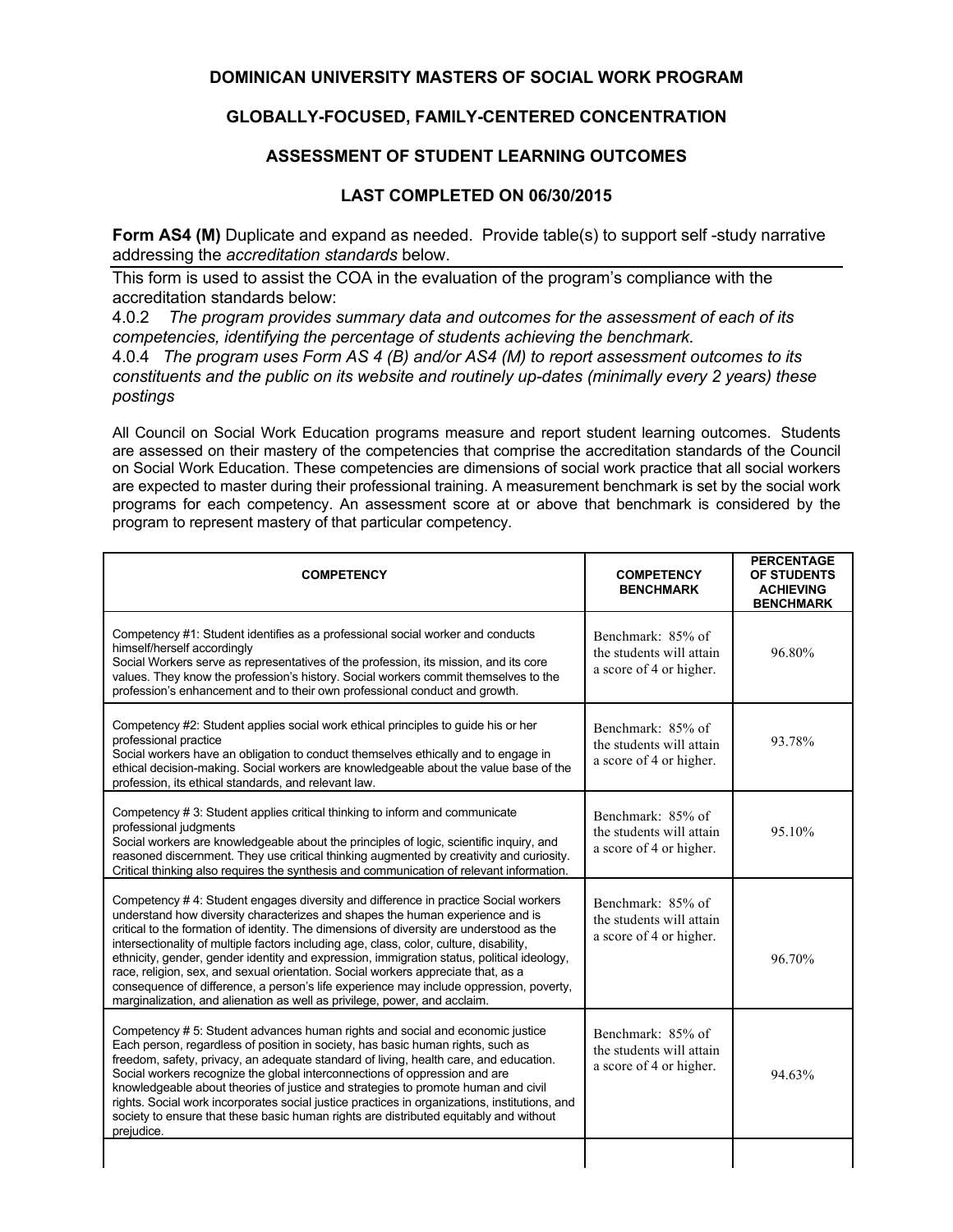# DOMINICAN UNIVERSITY MASTERS OF SOCIAL WORK PROGRAM

## GLOBALLY-FOCUSED, FAMILY-CENTERED CONCENTRATION

## ASSESSMENT OF STUDENT LEARNING OUTCOMES

## LAST COMPLETED ON 06/30/2015

**Form AS4 (M)** Duplicate and expand as needed. Provide table(s) to support self -study narrative addressing the *accreditation standards* below.

This form is used to assist the COA in the evaluation of the program's compliance with the accreditation standards below:

4.0.2 *The program provides summary data and outcomes for the assessment of each of its competencies, identifying the percentage of students achieving the benchmark.*

4.0.4 *The program uses Form AS 4 (B) and/or AS4 (M) to report assessment outcomes to its constituents and the public on its website and routinely up-dates (minimally every 2 years) these postings*

All Council on Social Work Education programs measure and report student learning outcomes. Students are assessed on their mastery of the competencies that comprise the accreditation standards of the Council on Social Work Education. These competencies are dimensions of social work practice that all social workers are expected to master during their professional training. A measurement benchmark is set by the social work programs for each competency. An assessment score at or above that benchmark is considered by the program to represent mastery of that particular competency.

| COMPETENCY | COMPETENCY BENCHMARK | PERCENTAGE OF STUDENTS ACHIEVING BENCHMARK |
|---|---|---|
| Competency #1: Student identifies as a professional social worker and conducts himself/herself accordingly<br>Social Workers serve as representatives of the profession, its mission, and its core values. They know the profession's history. Social workers commit themselves to the profession's enhancement and to their own professional conduct and growth. | Benchmark: 85% of the students will attain a score of 4 or higher. | 96.80% |
| Competency #2: Student applies social work ethical principles to guide his or her professional practice<br>Social workers have an obligation to conduct themselves ethically and to engage in ethical decision-making. Social workers are knowledgeable about the value base of the profession, its ethical standards, and relevant law. | Benchmark: 85% of the students will attain a score of 4 or higher. | 93.78% |
| Competency # 3: Student applies critical thinking to inform and communicate professional judgments<br>Social workers are knowledgeable about the principles of logic, scientific inquiry, and reasoned discernment. They use critical thinking augmented by creativity and curiosity. Critical thinking also requires the synthesis and communication of relevant information. | Benchmark: 85% of the students will attain a score of 4 or higher. | 95.10% |
| Competency # 4: Student engages diversity and difference in practice Social workers understand how diversity characterizes and shapes the human experience and is critical to the formation of identity. The dimensions of diversity are understood as the intersectionality of multiple factors including age, class, color, culture, disability, ethnicity, gender, gender identity and expression, immigration status, political ideology, race, religion, sex, and sexual orientation. Social workers appreciate that, as a consequence of difference, a person's life experience may include oppression, poverty, marginalization, and alienation as well as privilege, power, and acclaim. | Benchmark: 85% of the students will attain a score of 4 or higher. | 96.70% |
| Competency # 5: Student advances human rights and social and economic justice<br>Each person, regardless of position in society, has basic human rights, such as freedom, safety, privacy, an adequate standard of living, health care, and education. Social workers recognize the global interconnections of oppression and are knowledgeable about theories of justice and strategies to promote human and civil rights. Social work incorporates social justice practices in organizations, institutions, and society to ensure that these basic human rights are distributed equitably and without prejudice. | Benchmark: 85% of the students will attain a score of 4 or higher. | 94.63% |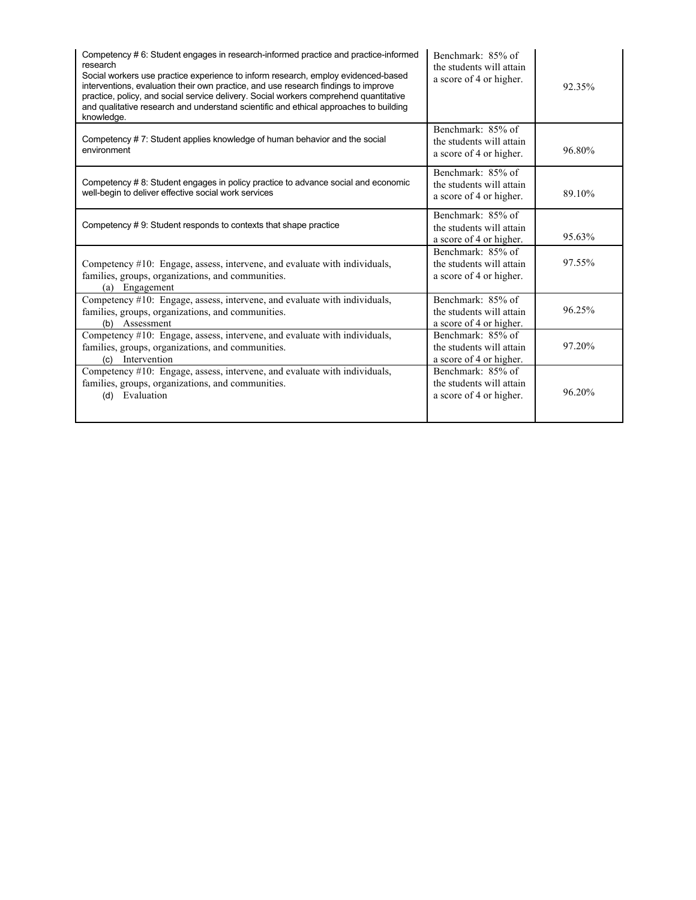| | | |
|---|---|---|
| Competency # 6: Student engages in research-informed practice and practice-informed research<br>Social workers use practice experience to inform research, employ evidenced-based interventions, evaluation their own practice, and use research findings to improve practice, policy, and social service delivery. Social workers comprehend quantitative and qualitative research and understand scientific and ethical approaches to building knowledge. | Benchmark: 85% of the students will attain a score of 4 or higher. | 92.35% |
| Competency # 7: Student applies knowledge of human behavior and the social environment | Benchmark: 85% of the students will attain a score of 4 or higher. | 96.80% |
| Competency # 8: Student engages in policy practice to advance social and economic well-begin to deliver effective social work services | Benchmark: 85% of the students will attain a score of 4 or higher. | 89.10% |
| Competency # 9: Student responds to contexts that shape practice | Benchmark: 85% of the students will attain a score of 4 or higher. | 95.63% |
| Competency #10: Engage, assess, intervene, and evaluate with individuals, families, groups, organizations, and communities.<br>(a) Engagement | Benchmark: 85% of the students will attain a score of 4 or higher. | 97.55% |
| Competency #10: Engage, assess, intervene, and evaluate with individuals, families, groups, organizations, and communities.<br>(b) Assessment | Benchmark: 85% of the students will attain a score of 4 or higher. | 96.25% |
| Competency #10: Engage, assess, intervene, and evaluate with individuals, families, groups, organizations, and communities.<br>(c) Intervention | Benchmark: 85% of the students will attain a score of 4 or higher. | 97.20% |
| Competency #10: Engage, assess, intervene, and evaluate with individuals, families, groups, organizations, and communities.<br>(d) Evaluation | Benchmark: 85% of the students will attain a score of 4 or higher. | 96.20% |